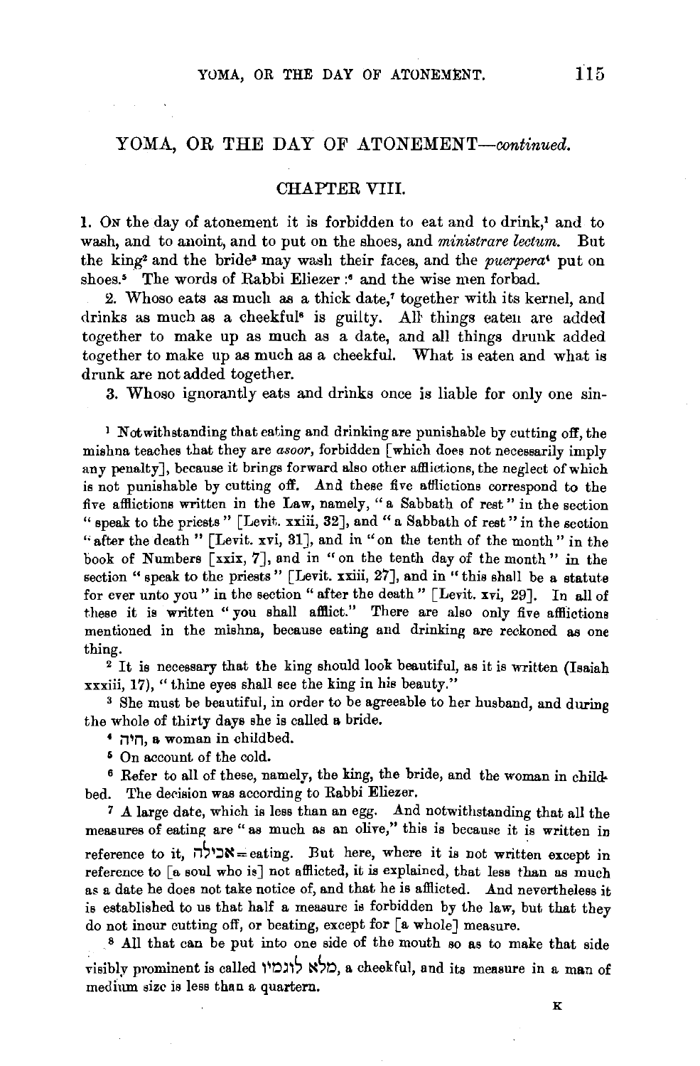## YOMA, OR THE DAY OF ATONEMENT—*continued.*

### CHAPTER VIII.

1. On the day of atonement it is forbidden to eat and to drink,[1] and to wash, and to anoint, and to put on the shoes, and *ministrare lectum.* But the king[2] and the bride[3] may wash their faces, and the *puerpera*[4] put on shoes.[5] The words of Rabbi Eliezer:[6] and the wise men forbad.

2. Whoso eats as much as a thick date,[7] together with its kernel, and drinks as much as a cheekful[8] is guilty. All things eaten are added together to make up as much as a date, and all things drunk added together to make up as much as a cheekful. What is eaten and what is drunk are not added together.

3. Whoso ignorantly eats and drinks once is liable for only one sin-

---

[1] Notwithstanding that eating and drinking are punishable by cutting off, the mishna teaches that they are *asoor,* forbidden [which does not necessarily imply any penalty], because it brings forward also other afflictions, the neglect of which is not punishable by cutting off. And these five afflictions correspond to the five afflictions written in the Law, namely, "a Sabbath of rest" in the section "speak to the priests" [Levit. xxiii, 32], and "a Sabbath of rest" in the section "after the death" [Levit. xvi, 31], and in "on the tenth of the month" in the book of Numbers [xxix, 7], and in "on the tenth day of the month" in the section "speak to the priests" [Levit. xxiii, 27], and in "this shall be a statute for ever unto you" in the section "after the death" [Levit. xvi, 29]. In all of these it is written "you shall afflict." There are also only five afflictions mentioned in the mishna, because eating and drinking are reckoned as one thing.

[2] It is necessary that the king should look beautiful, as it is written (Isaiah xxxiii, 17), "thine eyes shall see the king in his beauty."

[3] She must be beautiful, in order to be agreeable to her husband, and during the whole of thirty days she is called a bride.

[4] חיה, a woman in childbed.

[5] On account of the cold.

[6] Refer to all of these, namely, the king, the bride, and the woman in childbed. The decision was according to Rabbi Eliezer.

[7] A large date, which is less than an egg. And notwithstanding that all the measures of eating are "as much as an olive," this is because it is written in reference to it, אכילה = eating. But here, where it is not written except in reference to [a soul who is] not afflicted, it is explained, that less than as much as a date he does not take notice of, and that he is afflicted. And nevertheless it is established to us that half a measure is forbidden by the law, but that they do not incur cutting off, or beating, except for [a whole] measure.

[8] All that can be put into one side of the mouth so as to make that side visibly prominent is called מלא לוגמיו, a cheekful, and its measure in a man of medium size is less than a quartern.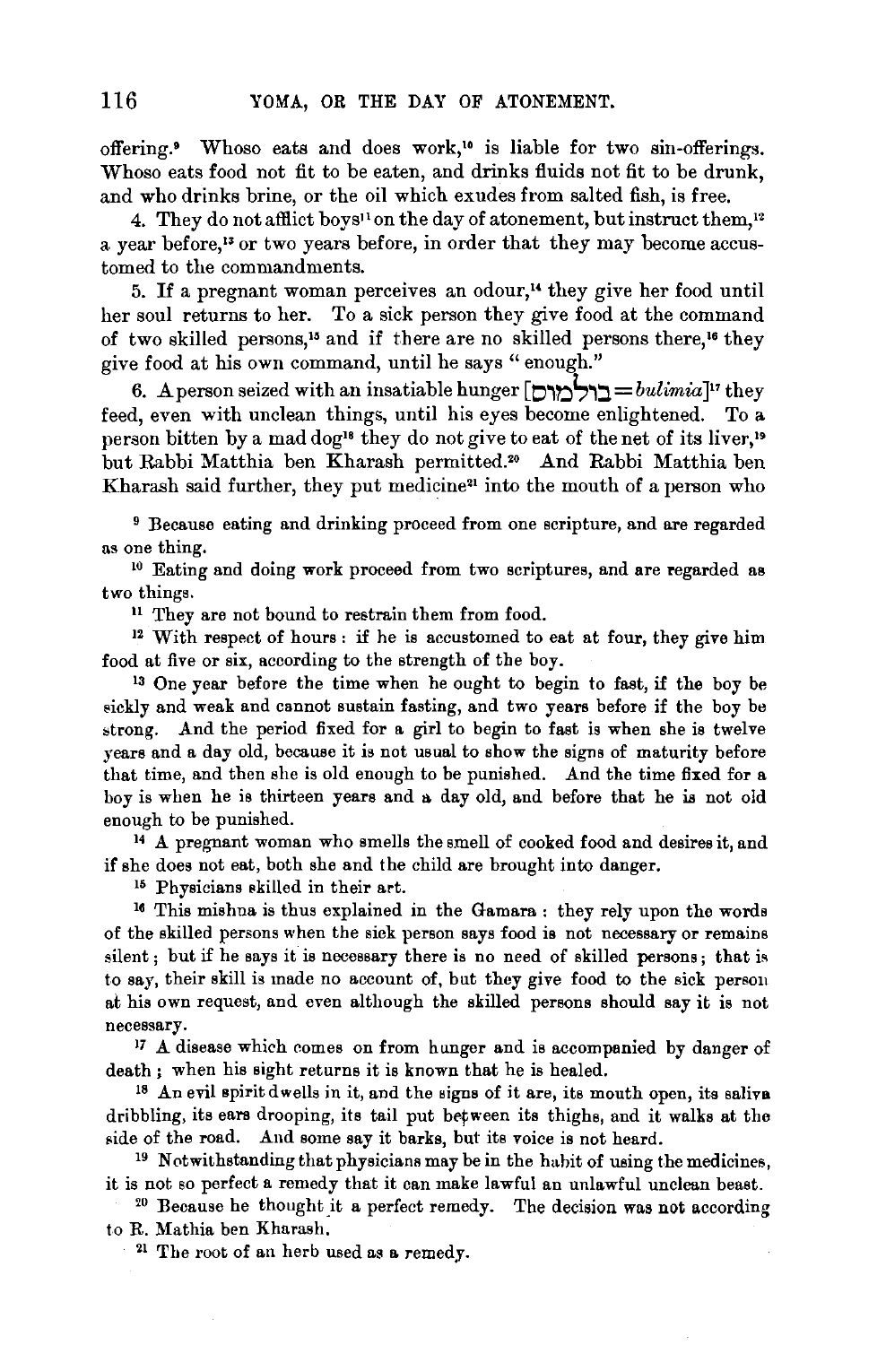offering.[9] Whoso eats and does work,[10] is liable for two sin-offerings. Whoso eats food not fit to be eaten, and drinks fluids not fit to be drunk, and who drinks brine, or the oil which exudes from salted fish, is free.

4. They do not afflict boys[11] on the day of atonement, but instruct them,[12] a year before,[13] or two years before, in order that they may become accustomed to the commandments.

5. If a pregnant woman perceives an odour,[14] they give her food until her soul returns to her. To a sick person they give food at the command of two skilled persons,[15] and if there are no skilled persons there,[16] they give food at his own command, until he says "enough."

6. A person seized with an insatiable hunger [בולמוס = *bulimia*][17] they feed, even with unclean things, until his eyes become enlightened. To a person bitten by a mad dog[18] they do not give to eat of the net of its liver,[19] but Rabbi Matthia ben Kharash permitted.[20] And Rabbi Matthia ben Kharash said further, they put medicine[21] into the mouth of a person who

---

[9] Because eating and drinking proceed from one scripture, and are regarded as one thing.

[10] Eating and doing work proceed from two scriptures, and are regarded as two things.

[11] They are not bound to restrain them from food.

[12] With respect of hours: if he is accustomed to eat at four, they give him food at five or six, according to the strength of the boy.

[13] One year before the time when he ought to begin to fast, if the boy be sickly and weak and cannot sustain fasting, and two years before if the boy be strong. And the period fixed for a girl to begin to fast is when she is twelve years and a day old, because it is not usual to show the signs of maturity before that time, and then she is old enough to be punished. And the time fixed for a boy is when he is thirteen years and a day old, and before that he is not old enough to be punished.

[14] A pregnant woman who smells the smell of cooked food and desires it, and if she does not eat, both she and the child are brought into danger.

[15] Physicians skilled in their art.

[16] This mishna is thus explained in the Gamara: they rely upon the words of the skilled persons when the sick person says food is not necessary or remains silent; but if he says it is necessary there is no need of skilled persons; that is to say, their skill is made no account of, but they give food to the sick person at his own request, and even although the skilled persons should say it is not necessary.

[17] A disease which comes on from hunger and is accompanied by danger of death; when his sight returns it is known that he is healed.

[18] An evil spirit dwells in it, and the signs of it are, its mouth open, its saliva dribbling, its ears drooping, its tail put between its thighs, and it walks at the side of the road. And some say it barks, but its voice is not heard.

[19] Notwithstanding that physicians may be in the habit of using the medicines, it is not so perfect a remedy that it can make lawful an unlawful unclean beast.

[20] Because he thought it a perfect remedy. The decision was not according to R. Mathia ben Kharash.

[21] The root of an herb used as a remedy.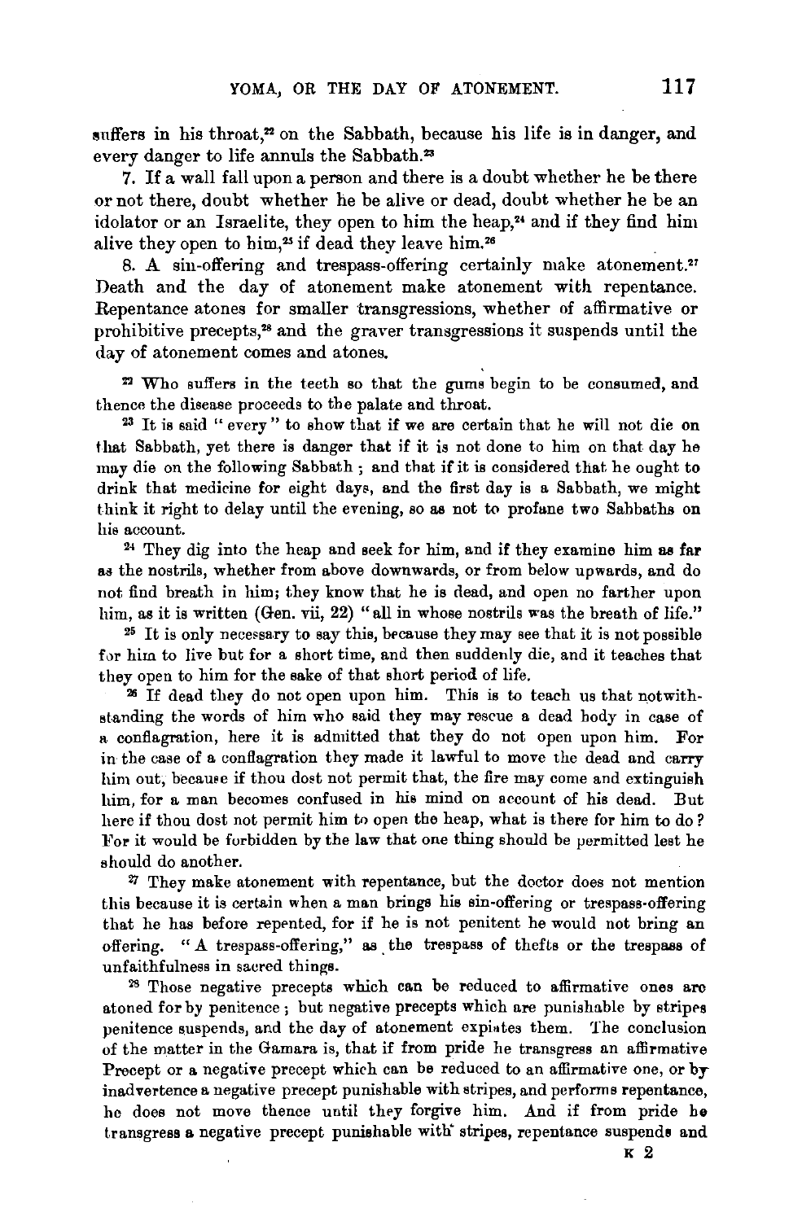suffers in his throat,[22] on the Sabbath, because his life is in danger, and every danger to life annuls the Sabbath.[23]

7. If a wall fall upon a person and there is a doubt whether he be there or not there, doubt whether he be alive or dead, doubt whether he be an idolator or an Israelite, they open to him the heap,[24] and if they find him alive they open to him,[25] if dead they leave him.[26]

8. A sin-offering and trespass-offering certainly make atonement.[27] Death and the day of atonement make atonement with repentance. Repentance atones for smaller transgressions, whether of affirmative or prohibitive precepts,[28] and the graver transgressions it suspends until the day of atonement comes and atones.

[22] Who suffers in the teeth so that the gums begin to be consumed, and thence the disease proceeds to the palate and throat.

[23] It is said "every" to show that if we are certain that he will not die on that Sabbath, yet there is danger that if it is not done to him on that day he may die on the following Sabbath; and that if it is considered that he ought to drink that medicine for eight days, and the first day is a Sabbath, we might think it right to delay until the evening, so as not to profane two Sabbaths on his account.

[24] They dig into the heap and seek for him, and if they examine him as far as the nostrils, whether from above downwards, or from below upwards, and do not find breath in him; they know that he is dead, and open no farther upon him, as it is written (Gen. vii, 22) "all in whose nostrils was the breath of life."

[25] It is only necessary to say this, because they may see that it is not possible for him to live but for a short time, and then suddenly die, and it teaches that they open to him for the sake of that short period of life.

[26] If dead they do not open upon him. This is to teach us that notwithstanding the words of him who said they may rescue a dead body in case of a conflagration, here it is admitted that they do not open upon him. For in the case of a conflagration they made it lawful to move the dead and carry him out, because if thou dost not permit that, the fire may come and extinguish him, for a man becomes confused in his mind on account of his dead. But here if thou dost not permit him to open the heap, what is there for him to do? For it would be forbidden by the law that one thing should be permitted lest he should do another.

[27] They make atonement with repentance, but the doctor does not mention this because it is certain when a man brings his sin-offering or trespass-offering that he has before repented, for if he is not penitent he would not bring an offering. "A trespass-offering," as the trespass of thefts or the trespass of unfaithfulness in sacred things.

[28] Those negative precepts which can be reduced to affirmative ones are atoned for by penitence; but negative precepts which are punishable by stripes penitence suspends, and the day of atonement expiates them. The conclusion of the matter in the Gamara is, that if from pride he transgress an affirmative Precept or a negative precept which can be reduced to an affirmative one, or by inadvertence a negative precept punishable with stripes, and performs repentance, he does not move thence until they forgive him. And if from pride he transgress a negative precept punishable with stripes, repentance suspends and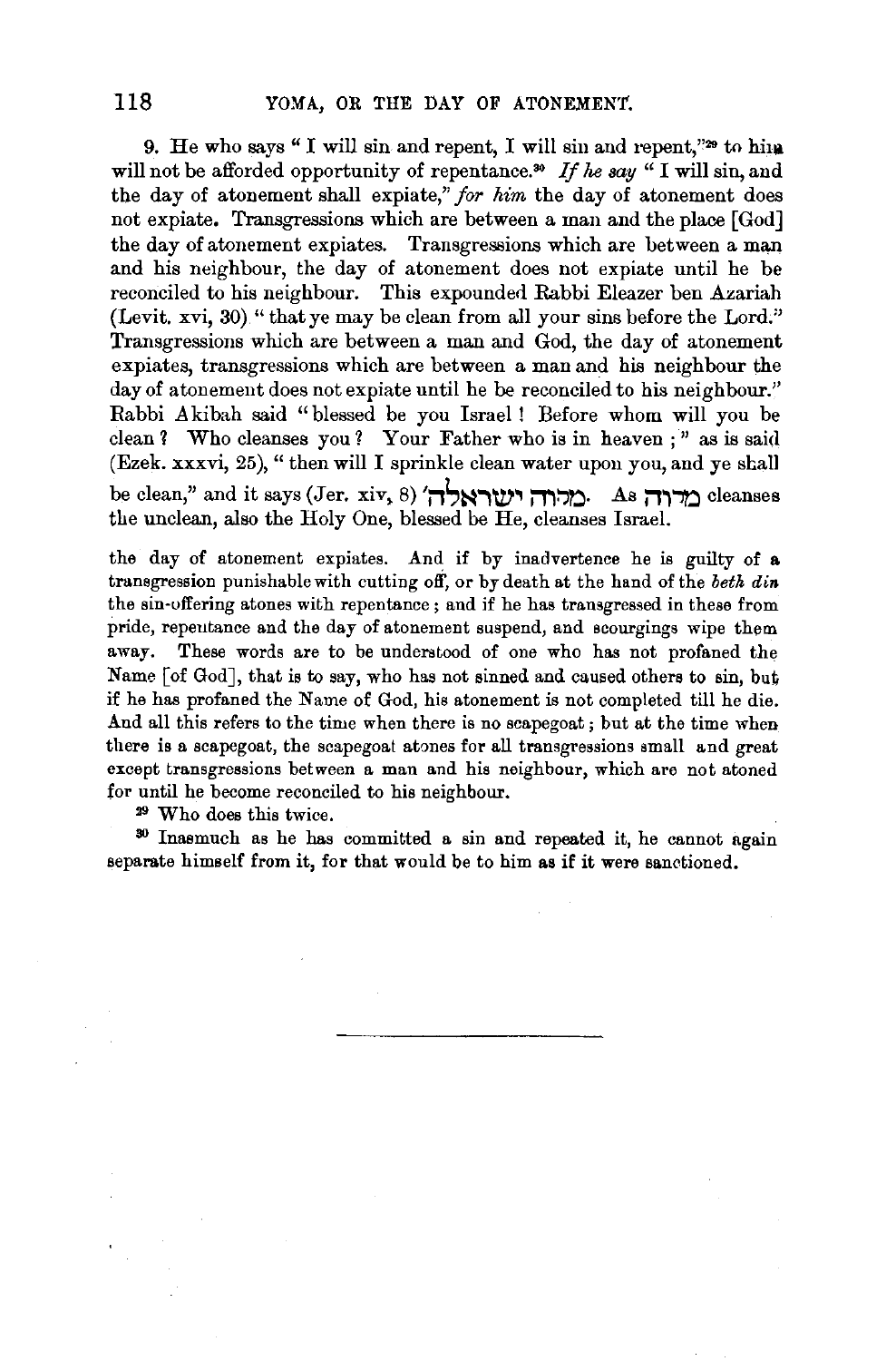9. He who says " I will sin and repent, I will sin and repent,"[29] to him will not be afforded opportunity of repentance.[30] *If he say* " I will sin, and the day of atonement shall expiate," *for him* the day of atonement does not expiate. Transgressions which are between a man and the place [God] the day of atonement expiates. Transgressions which are between a man and his neighbour, the day of atonement does not expiate until he be reconciled to his neighbour. This expounded Rabbi Eleazer ben Azariah (Levit. xvi, 30) " that ye may be clean from all your sins before the Lord." Transgressions which are between a man and God, the day of atonement expiates, transgressions which are between a man and his neighbour the day of atonement does not expiate until he be reconciled to his neighbour." Rabbi Akibah said "blessed be you Israel! Before whom will you be clean? Who cleanses you? Your Father who is in heaven;" as is said (Ezek. xxxvi, 25), " then will I sprinkle clean water upon you, and ye shall be clean," and it says (Jer. xiv, 8) מקוה ישראל ה'. As מקוה cleanses the unclean, also the Holy One, blessed be He, cleanses Israel.

the day of atonement expiates. And if by inadvertence he is guilty of a transgression punishable with cutting off, or by death at the hand of the *beth din* the sin-offering atones with repentance; and if he has transgressed in these from pride, repentance and the day of atonement suspend, and scourgings wipe them away. These words are to be understood of one who has not profaned the Name [of God], that is to say, who has not sinned and caused others to sin, but if he has profaned the Name of God, his atonement is not completed till he die. And all this refers to the time when there is no scapegoat; but at the time when there is a scapegoat, the scapegoat atones for all transgressions small and great except transgressions between a man and his neighbour, which are not atoned for until he become reconciled to his neighbour.

[29] Who does this twice.

[30] Inasmuch as he has committed a sin and repeated it, he cannot again separate himself from it, for that would be to him as if it were sanctioned.